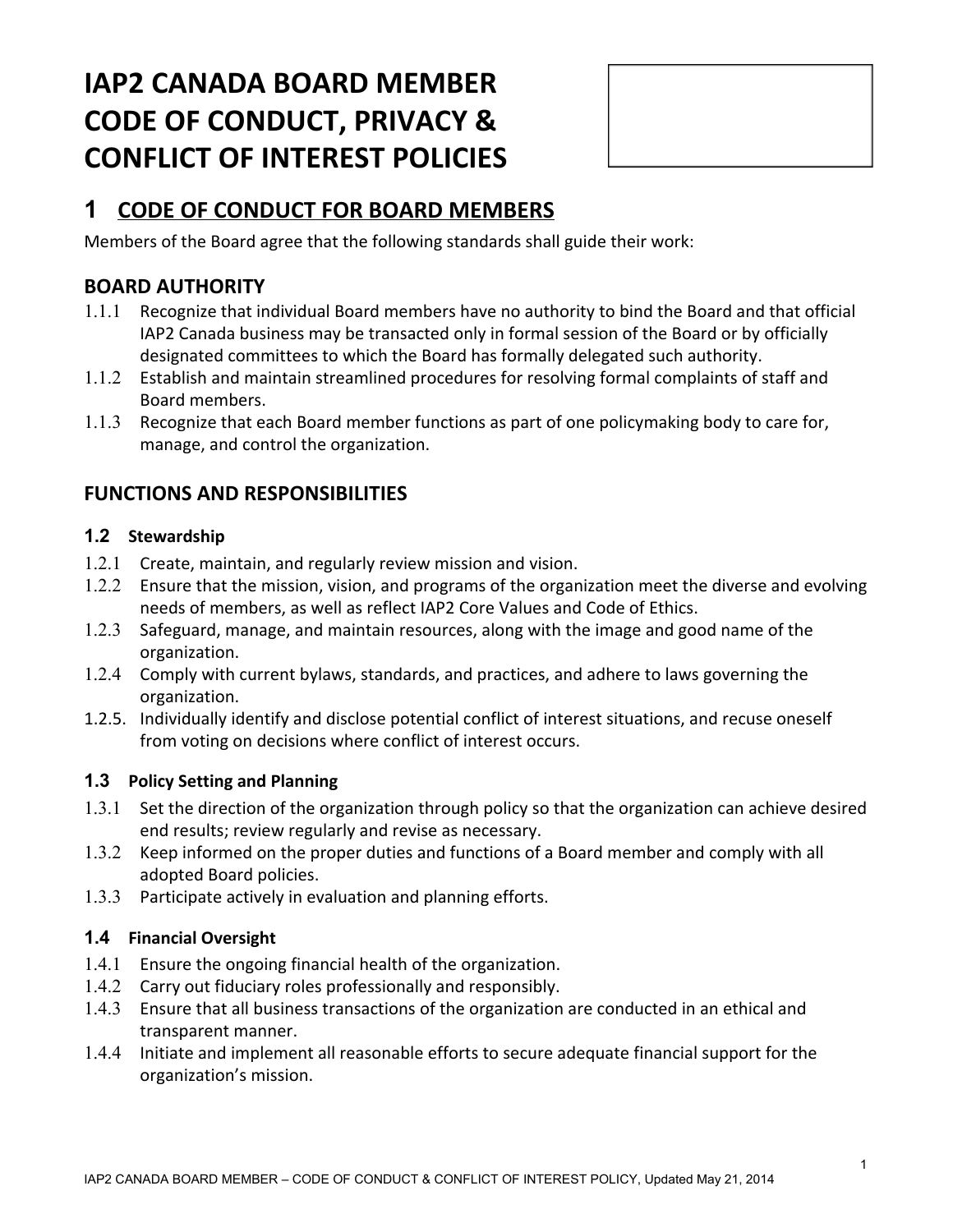# IAP2 CANADA BOARD MEMBER CODE OF CONDUCT, PRIVACY & CONFLICT OF INTEREST POLICIES

## 1 CODE OF CONDUCT FOR BOARD MEMBERS

Members of the Board agree that the following standards shall guide their work:

### BOARD AUTHORITY

1.1.1 Recognize that individual Board members have no authority to bind the Board and that official IAP2 Canada business may be transacted only in formal session of the Board or by officially designated committees to which the Board has formally delegated such authority.

1.1.2 Establish and maintain streamlined procedures for resolving formal complaints of staff and Board members.

1.1.3 Recognize that each Board member functions as part of one policymaking body to care for, manage, and control the organization.

### FUNCTIONS AND RESPONSIBILITIES

#### 1.2 Stewardship

1.2.1 Create, maintain, and regularly review mission and vision.

1.2.2 Ensure that the mission, vision, and programs of the organization meet the diverse and evolving needs of members, as well as reflect IAP2 Core Values and Code of Ethics.

1.2.3 Safeguard, manage, and maintain resources, along with the image and good name of the organization.

1.2.4 Comply with current bylaws, standards, and practices, and adhere to laws governing the organization.

1.2.5. Individually identify and disclose potential conflict of interest situations, and recuse oneself from voting on decisions where conflict of interest occurs.

#### 1.3 Policy Setting and Planning

1.3.1 Set the direction of the organization through policy so that the organization can achieve desired end results; review regularly and revise as necessary.

1.3.2 Keep informed on the proper duties and functions of a Board member and comply with all adopted Board policies.

1.3.3 Participate actively in evaluation and planning efforts.

#### 1.4 Financial Oversight

1.4.1 Ensure the ongoing financial health of the organization.

1.4.2 Carry out fiduciary roles professionally and responsibly.

1.4.3 Ensure that all business transactions of the organization are conducted in an ethical and transparent manner.

1.4.4 Initiate and implement all reasonable efforts to secure adequate financial support for the organization's mission.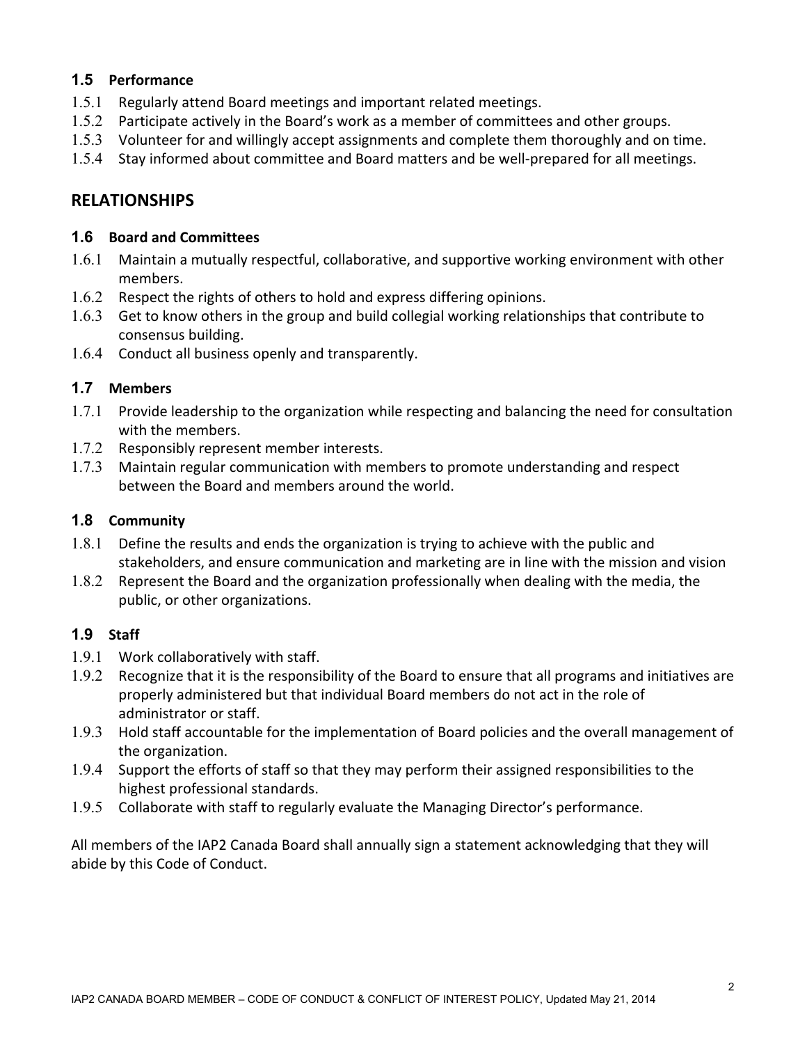### 1.5 Performance

1.5.1 Regularly attend Board meetings and important related meetings.

1.5.2 Participate actively in the Board's work as a member of committees and other groups.

1.5.3 Volunteer for and willingly accept assignments and complete them thoroughly and on time.

1.5.4 Stay informed about committee and Board matters and be well-prepared for all meetings.

## RELATIONSHIPS

### 1.6 Board and Committees

1.6.1 Maintain a mutually respectful, collaborative, and supportive working environment with other members.

1.6.2 Respect the rights of others to hold and express differing opinions.

1.6.3 Get to know others in the group and build collegial working relationships that contribute to consensus building.

1.6.4 Conduct all business openly and transparently.

### 1.7 Members

1.7.1 Provide leadership to the organization while respecting and balancing the need for consultation with the members.

1.7.2 Responsibly represent member interests.

1.7.3 Maintain regular communication with members to promote understanding and respect between the Board and members around the world.

### 1.8 Community

1.8.1 Define the results and ends the organization is trying to achieve with the public and stakeholders, and ensure communication and marketing are in line with the mission and vision

1.8.2 Represent the Board and the organization professionally when dealing with the media, the public, or other organizations.

### 1.9 Staff

1.9.1 Work collaboratively with staff.

1.9.2 Recognize that it is the responsibility of the Board to ensure that all programs and initiatives are properly administered but that individual Board members do not act in the role of administrator or staff.

1.9.3 Hold staff accountable for the implementation of Board policies and the overall management of the organization.

1.9.4 Support the efforts of staff so that they may perform their assigned responsibilities to the highest professional standards.

1.9.5 Collaborate with staff to regularly evaluate the Managing Director's performance.

All members of the IAP2 Canada Board shall annually sign a statement acknowledging that they will abide by this Code of Conduct.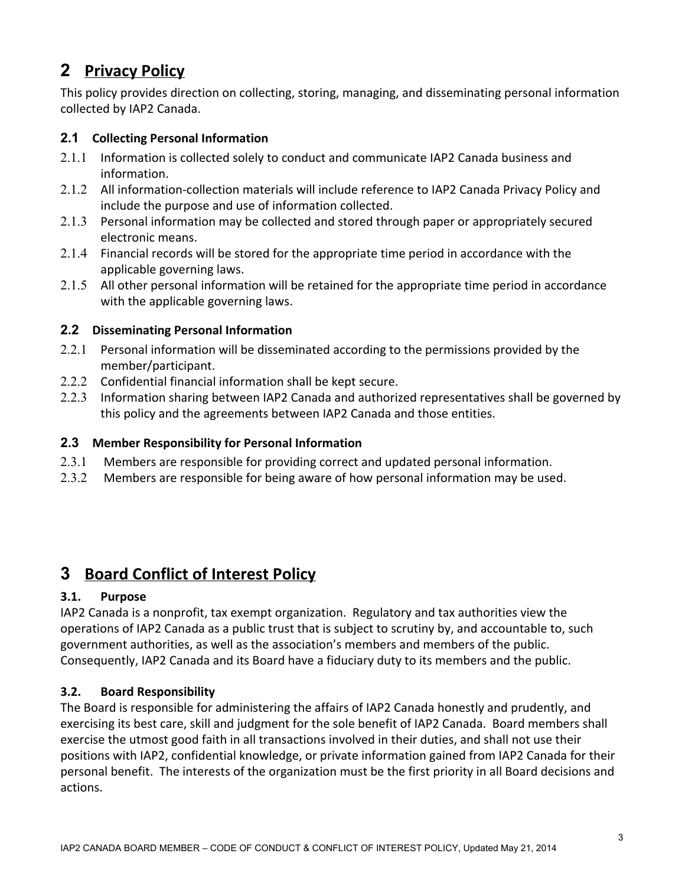# 2 Privacy Policy

This policy provides direction on collecting, storing, managing, and disseminating personal information collected by IAP2 Canada.

## 2.1 Collecting Personal Information

2.1.1 Information is collected solely to conduct and communicate IAP2 Canada business and information.

2.1.2 All information-collection materials will include reference to IAP2 Canada Privacy Policy and include the purpose and use of information collected.

2.1.3 Personal information may be collected and stored through paper or appropriately secured electronic means.

2.1.4 Financial records will be stored for the appropriate time period in accordance with the applicable governing laws.

2.1.5 All other personal information will be retained for the appropriate time period in accordance with the applicable governing laws.

## 2.2 Disseminating Personal Information

2.2.1 Personal information will be disseminated according to the permissions provided by the member/participant.

2.2.2 Confidential financial information shall be kept secure.

2.2.3 Information sharing between IAP2 Canada and authorized representatives shall be governed by this policy and the agreements between IAP2 Canada and those entities.

## 2.3 Member Responsibility for Personal Information

2.3.1 Members are responsible for providing correct and updated personal information.

2.3.2 Members are responsible for being aware of how personal information may be used.

# 3 Board Conflict of Interest Policy

## 3.1. Purpose

IAP2 Canada is a nonprofit, tax exempt organization. Regulatory and tax authorities view the operations of IAP2 Canada as a public trust that is subject to scrutiny by, and accountable to, such government authorities, as well as the association's members and members of the public. Consequently, IAP2 Canada and its Board have a fiduciary duty to its members and the public.

## 3.2. Board Responsibility

The Board is responsible for administering the affairs of IAP2 Canada honestly and prudently, and exercising its best care, skill and judgment for the sole benefit of IAP2 Canada. Board members shall exercise the utmost good faith in all transactions involved in their duties, and shall not use their positions with IAP2, confidential knowledge, or private information gained from IAP2 Canada for their personal benefit. The interests of the organization must be the first priority in all Board decisions and actions.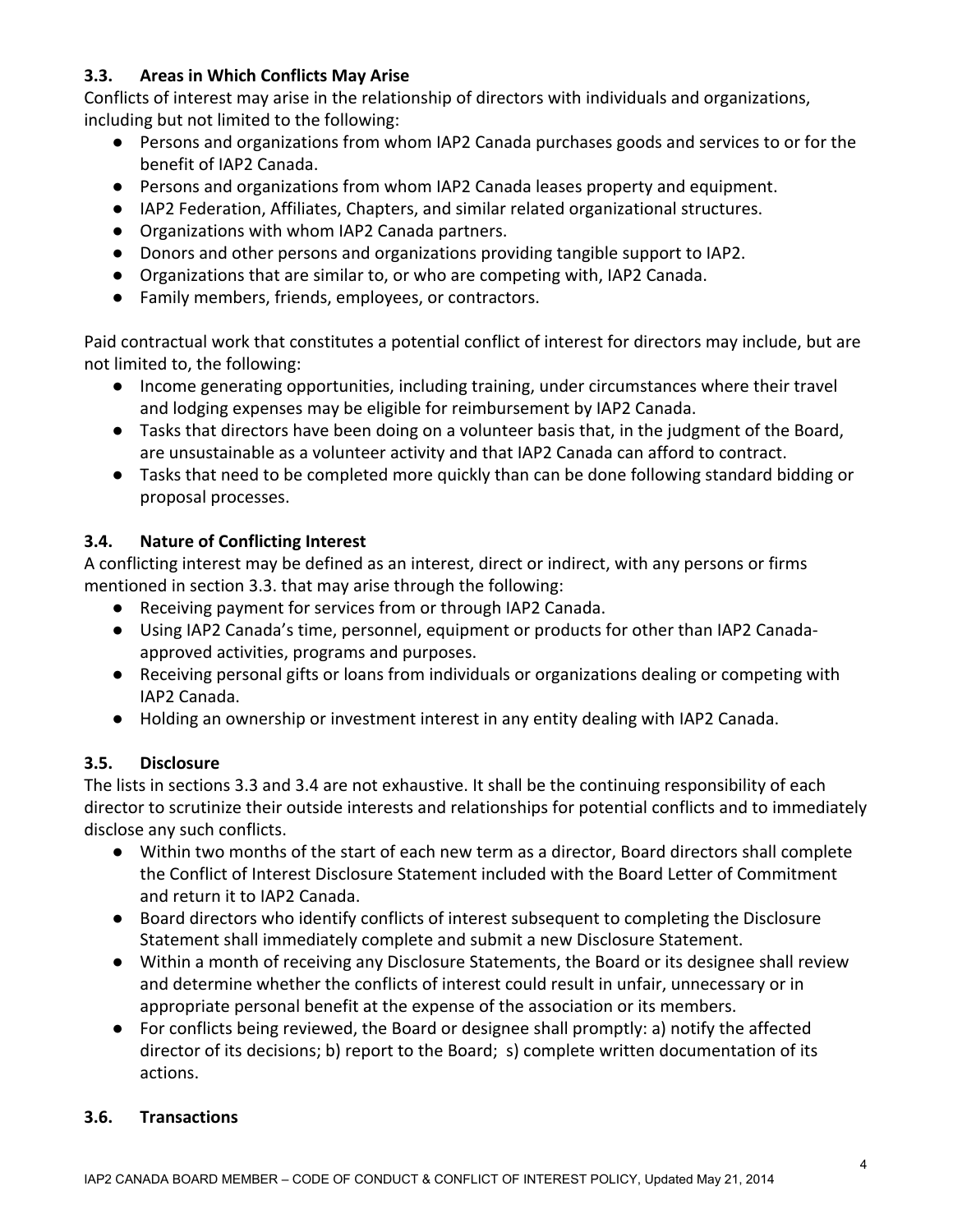### 3.3. Areas in Which Conflicts May Arise

Conflicts of interest may arise in the relationship of directors with individuals and organizations, including but not limited to the following:

- Persons and organizations from whom IAP2 Canada purchases goods and services to or for the benefit of IAP2 Canada.
- Persons and organizations from whom IAP2 Canada leases property and equipment.
- IAP2 Federation, Affiliates, Chapters, and similar related organizational structures.
- Organizations with whom IAP2 Canada partners.
- Donors and other persons and organizations providing tangible support to IAP2.
- Organizations that are similar to, or who are competing with, IAP2 Canada.
- Family members, friends, employees, or contractors.

Paid contractual work that constitutes a potential conflict of interest for directors may include, but are not limited to, the following:

- Income generating opportunities, including training, under circumstances where their travel and lodging expenses may be eligible for reimbursement by IAP2 Canada.
- Tasks that directors have been doing on a volunteer basis that, in the judgment of the Board, are unsustainable as a volunteer activity and that IAP2 Canada can afford to contract.
- Tasks that need to be completed more quickly than can be done following standard bidding or proposal processes.

### 3.4. Nature of Conflicting Interest

A conflicting interest may be defined as an interest, direct or indirect, with any persons or firms mentioned in section 3.3. that may arise through the following:

- Receiving payment for services from or through IAP2 Canada.
- Using IAP2 Canada's time, personnel, equipment or products for other than IAP2 Canada-approved activities, programs and purposes.
- Receiving personal gifts or loans from individuals or organizations dealing or competing with IAP2 Canada.
- Holding an ownership or investment interest in any entity dealing with IAP2 Canada.

### 3.5. Disclosure

The lists in sections 3.3 and 3.4 are not exhaustive. It shall be the continuing responsibility of each director to scrutinize their outside interests and relationships for potential conflicts and to immediately disclose any such conflicts.

- Within two months of the start of each new term as a director, Board directors shall complete the Conflict of Interest Disclosure Statement included with the Board Letter of Commitment and return it to IAP2 Canada.
- Board directors who identify conflicts of interest subsequent to completing the Disclosure Statement shall immediately complete and submit a new Disclosure Statement.
- Within a month of receiving any Disclosure Statements, the Board or its designee shall review and determine whether the conflicts of interest could result in unfair, unnecessary or in appropriate personal benefit at the expense of the association or its members.
- For conflicts being reviewed, the Board or designee shall promptly: a) notify the affected director of its decisions; b) report to the Board; s) complete written documentation of its actions.

### 3.6. Transactions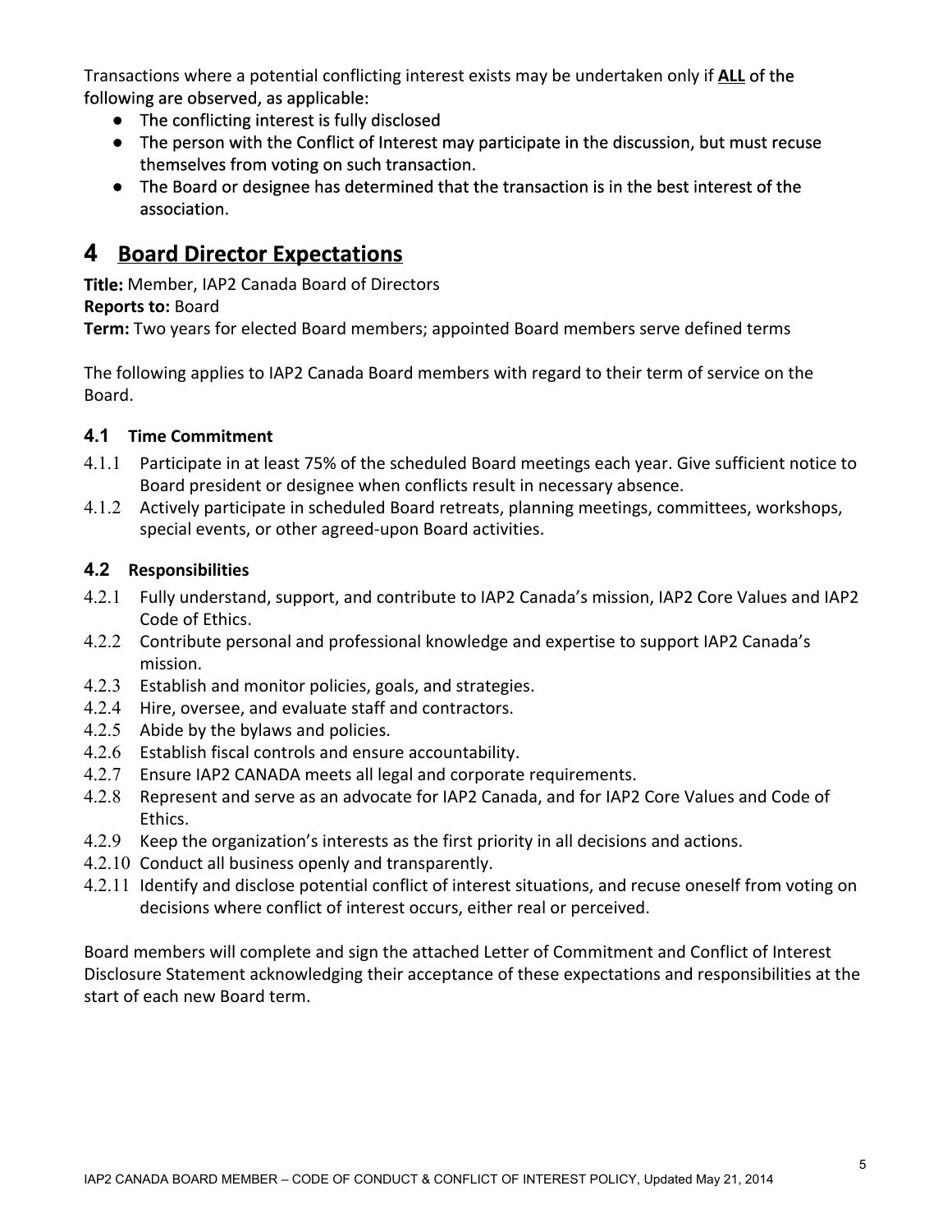Transactions where a potential conflicting interest exists may be undertaken only if **ALL** of the following are observed, as applicable:

- The conflicting interest is fully disclosed
- The person with the Conflict of Interest may participate in the discussion, but must recuse themselves from voting on such transaction.
- The Board or designee has determined that the transaction is in the best interest of the association.

# 4 Board Director Expectations

**Title:** Member, IAP2 Canada Board of Directors
**Reports to:** Board
**Term:** Two years for elected Board members; appointed Board members serve defined terms

The following applies to IAP2 Canada Board members with regard to their term of service on the Board.

## 4.1 Time Commitment

4.1.1 Participate in at least 75% of the scheduled Board meetings each year. Give sufficient notice to Board president or designee when conflicts result in necessary absence.

4.1.2 Actively participate in scheduled Board retreats, planning meetings, committees, workshops, special events, or other agreed-upon Board activities.

## 4.2 Responsibilities

4.2.1 Fully understand, support, and contribute to IAP2 Canada's mission, IAP2 Core Values and IAP2 Code of Ethics.

4.2.2 Contribute personal and professional knowledge and expertise to support IAP2 Canada's mission.

4.2.3 Establish and monitor policies, goals, and strategies.

4.2.4 Hire, oversee, and evaluate staff and contractors.

4.2.5 Abide by the bylaws and policies.

4.2.6 Establish fiscal controls and ensure accountability.

4.2.7 Ensure IAP2 CANADA meets all legal and corporate requirements.

4.2.8 Represent and serve as an advocate for IAP2 Canada, and for IAP2 Core Values and Code of Ethics.

4.2.9 Keep the organization's interests as the first priority in all decisions and actions.

4.2.10 Conduct all business openly and transparently.

4.2.11 Identify and disclose potential conflict of interest situations, and recuse oneself from voting on decisions where conflict of interest occurs, either real or perceived.

Board members will complete and sign the attached Letter of Commitment and Conflict of Interest Disclosure Statement acknowledging their acceptance of these expectations and responsibilities at the start of each new Board term.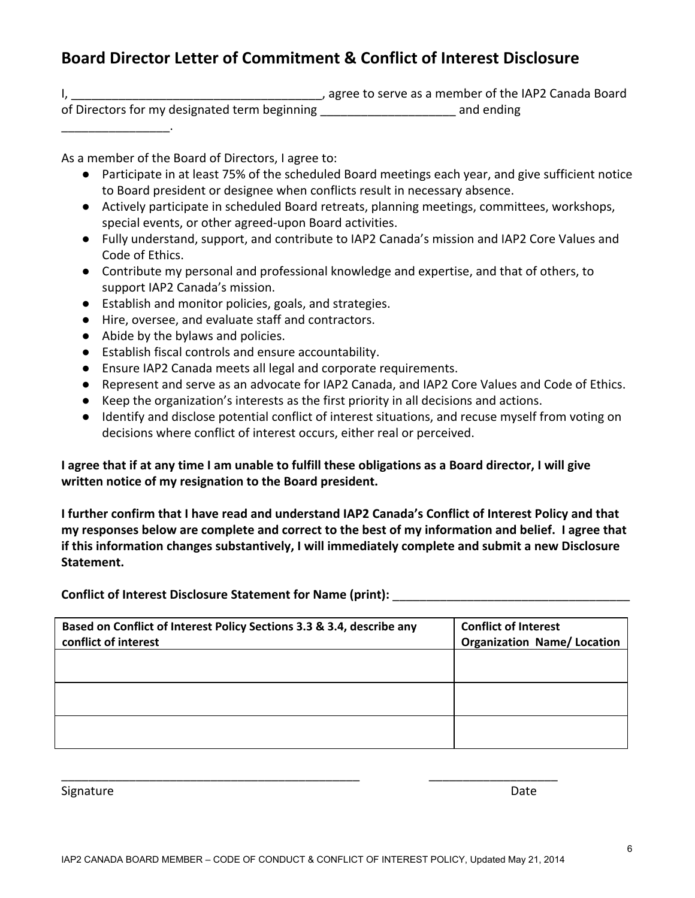## Board Director Letter of Commitment & Conflict of Interest Disclosure

I, ______________________________________, agree to serve as a member of the IAP2 Canada Board of Directors for my designated term beginning ____________________ and ending ________________.

As a member of the Board of Directors, I agree to:

- Participate in at least 75% of the scheduled Board meetings each year, and give sufficient notice to Board president or designee when conflicts result in necessary absence.
- Actively participate in scheduled Board retreats, planning meetings, committees, workshops, special events, or other agreed-upon Board activities.
- Fully understand, support, and contribute to IAP2 Canada's mission and IAP2 Core Values and Code of Ethics.
- Contribute my personal and professional knowledge and expertise, and that of others, to support IAP2 Canada's mission.
- Establish and monitor policies, goals, and strategies.
- Hire, oversee, and evaluate staff and contractors.
- Abide by the bylaws and policies.
- Establish fiscal controls and ensure accountability.
- Ensure IAP2 Canada meets all legal and corporate requirements.
- Represent and serve as an advocate for IAP2 Canada, and IAP2 Core Values and Code of Ethics.
- Keep the organization's interests as the first priority in all decisions and actions.
- Identify and disclose potential conflict of interest situations, and recuse myself from voting on decisions where conflict of interest occurs, either real or perceived.

**I agree that if at any time I am unable to fulfill these obligations as a Board director, I will give written notice of my resignation to the Board president.**

**I further confirm that I have read and understand IAP2 Canada's Conflict of Interest Policy and that my responses below are complete and correct to the best of my information and belief. I agree that if this information changes substantively, I will immediately complete and submit a new Disclosure Statement.**

**Conflict of Interest Disclosure Statement for Name (print):** ___________________________________

| Based on Conflict of Interest Policy Sections 3.3 & 3.4, describe any conflict of interest | Conflict of Interest Organization Name/ Location |
|---|---|
| | |
| | |
| | |

______________________________________________ ___________________

Signature Date